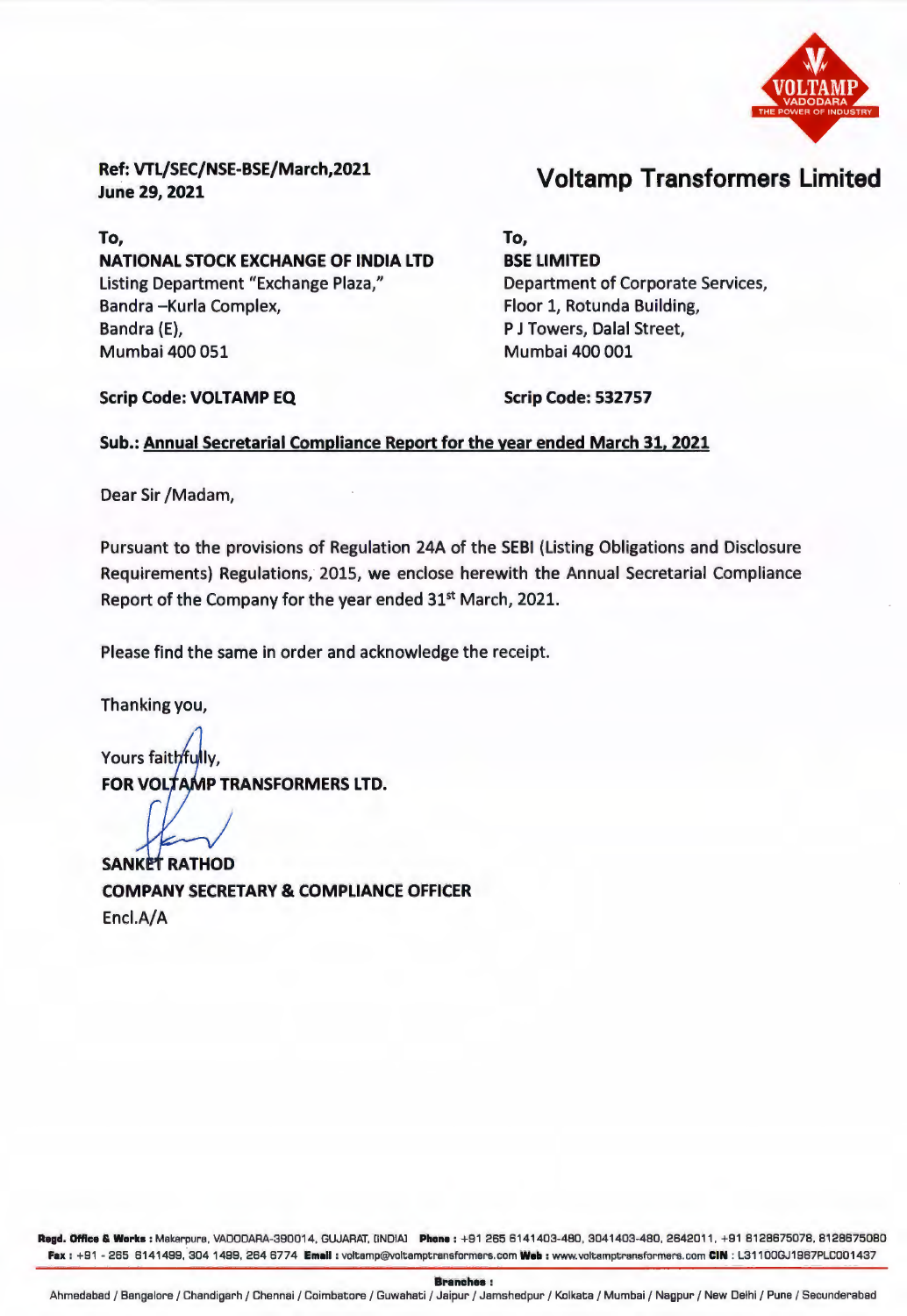Ref: VTL/SEC/NSE-BSE/March,2021
June 29, 2021

## Voltamp Transformers Limited

To,
**NATIONAL STOCK EXCHANGE OF INDIA LTD**
Listing Department "Exchange Plaza,"
Bandra –Kurla Complex,
Bandra (E),
Mumbai 400 051

**Scrip Code: VOLTAMP EQ**

To,
**BSE LIMITED**
Department of Corporate Services,
Floor 1, Rotunda Building,
P J Towers, Dalal Street,
Mumbai 400 001

**Scrip Code: 532757**

**Sub.: Annual Secretarial Compliance Report for the year ended March 31, 2021**

Dear Sir /Madam,

Pursuant to the provisions of Regulation 24A of the SEBI (Listing Obligations and Disclosure Requirements) Regulations, 2015, we enclose herewith the Annual Secretarial Compliance Report of the Company for the year ended 31st March, 2021.

Please find the same in order and acknowledge the receipt.

Thanking you,

Yours faithfully,
**FOR VOLTAMP TRANSFORMERS LTD.**

**SANKET RATHOD**
**COMPANY SECRETARY & COMPLIANCE OFFICER**
Encl.A/A

**Regd. Office & Works :** Makarpura, VADODARA-390014, GUJARAT, (INDIA) **Phone :** +91 265 6141403-480, 3041403-480, 2642011, +91 8128675078, 8128675080 **Fax :** +91 - 265 6141499, 304 1499, 264 6774 **Email :** voltamp@voltamptransformers.com **Web :** www.voltamptransformers.com **CIN :** L31100GJ1967PLC001437

**Branches :**
Ahmedabad / Bangalore / Chandigarh / Chennai / Coimbatore / Guwahati / Jaipur / Jamshedpur / Kolkata / Mumbai / Nagpur / New Delhi / Pune / Secunderabad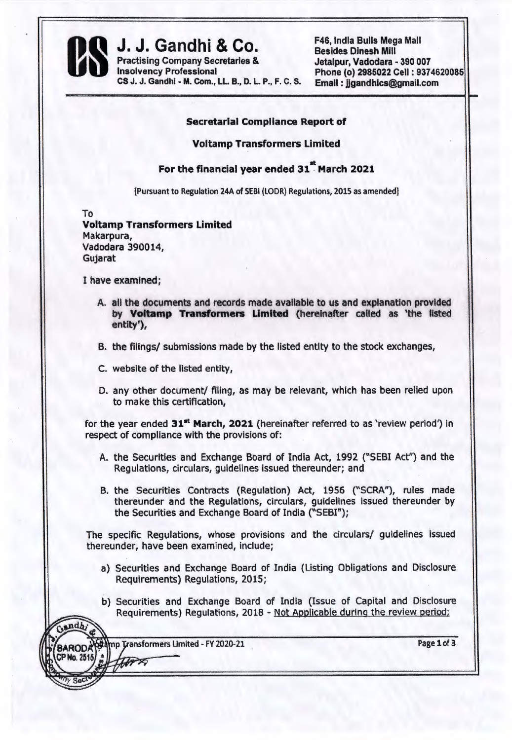**J. J. Gandhi & Co.**
Practising Company Secretaries &
Insolvency Professional
CS J. J. Gandhi - M. Com., LL. B., D. L. P., F. C. S.

F46, India Bulls Mega Mall
Besides Dinesh Mill
Jetalpur, Vadodara - 390 007
Phone (o) 2985022 Cell : 9374620085
Email : jjgandhics@gmail.com

**Secretarial Compliance Report of**

**Voltamp Transformers Limited**

**For the financial year ended 31st March 2021**

[Pursuant to Regulation 24A of SEBI (LODR) Regulations, 2015 as amended]

To
**Voltamp Transformers Limited**
Makarpura,
Vadodara 390014,
Gujarat

I have examined;

A. all the documents and records made available to us and explanation provided by **Voltamp Transformers Limited** (hereinafter called as 'the listed entity'),

B. the filings/ submissions made by the listed entity to the stock exchanges,

C. website of the listed entity,

D. any other document/ filing, as may be relevant, which has been relied upon to make this certification,

for the year ended **31st March, 2021** (hereinafter referred to as 'review period') in respect of compliance with the provisions of:

A. the Securities and Exchange Board of India Act, 1992 ("SEBI Act") and the Regulations, circulars, guidelines issued thereunder; and

B. the Securities Contracts (Regulation) Act, 1956 ("SCRA"), rules made thereunder and the Regulations, circulars, guidelines issued thereunder by the Securities and Exchange Board of India ("SEBI");

The specific Regulations, whose provisions and the circulars/ guidelines issued thereunder, have been examined, include;

a) Securities and Exchange Board of India (Listing Obligations and Disclosure Requirements) Regulations, 2015;

b) Securities and Exchange Board of India (Issue of Capital and Disclosure Requirements) Regulations, 2018 - Not Applicable during the review period;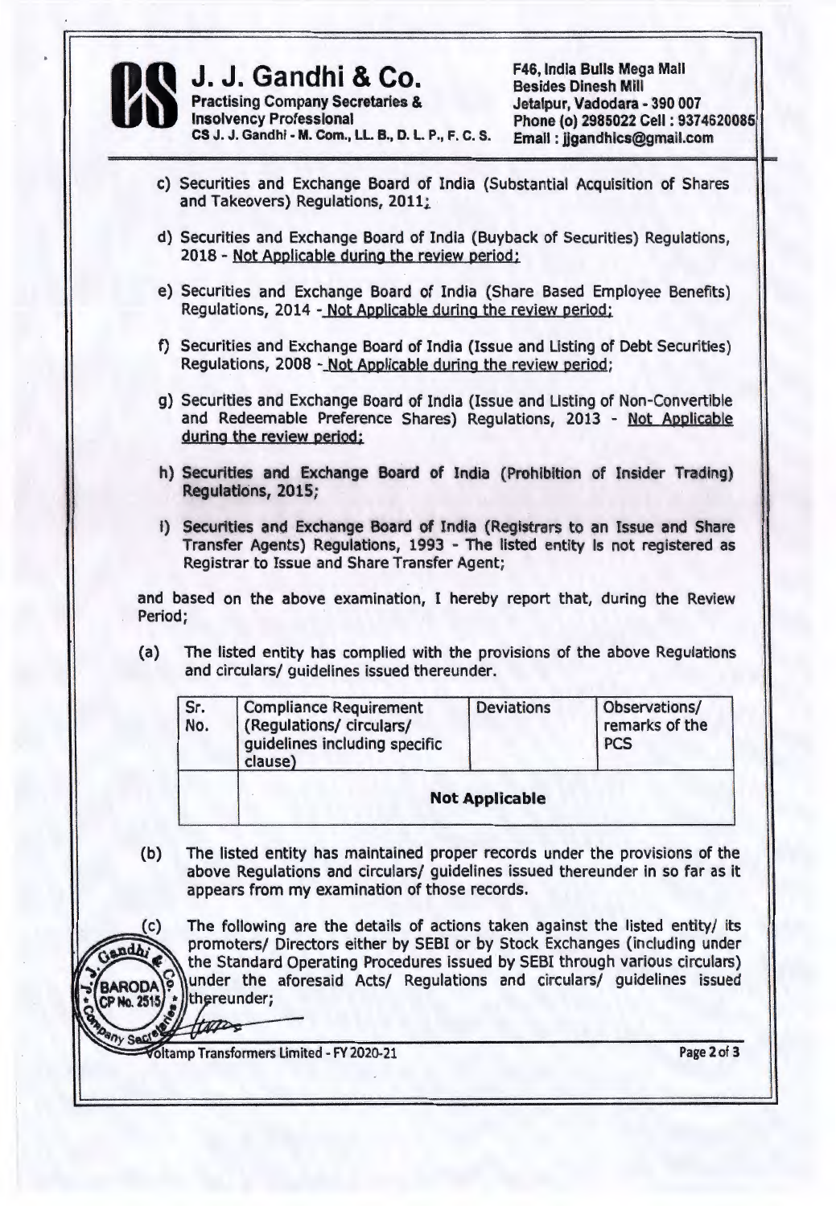c) Securities and Exchange Board of India (Substantial Acquisition of Shares and Takeovers) Regulations, 2011;

d) Securities and Exchange Board of India (Buyback of Securities) Regulations, 2018 - Not Applicable during the review period;

e) Securities and Exchange Board of India (Share Based Employee Benefits) Regulations, 2014 - Not Applicable during the review period;

f) Securities and Exchange Board of India (Issue and Listing of Debt Securities) Regulations, 2008 - Not Applicable during the review period;

g) Securities and Exchange Board of India (Issue and Listing of Non-Convertible and Redeemable Preference Shares) Regulations, 2013 - Not Applicable during the review period;

h) Securities and Exchange Board of India (Prohibition of Insider Trading) Regulations, 2015;

i) Securities and Exchange Board of India (Registrars to an Issue and Share Transfer Agents) Regulations, 1993 - The listed entity is not registered as Registrar to Issue and Share Transfer Agent;

and based on the above examination, I hereby report that, during the Review Period;

(a) The listed entity has complied with the provisions of the above Regulations and circulars/ guidelines issued thereunder.

| Sr. No. | Compliance Requirement (Regulations/ circulars/ guidelines including specific clause) | Deviations | Observations/ remarks of the PCS |
|---|---|---|---|
| | **Not Applicable** | | |

(b) The listed entity has maintained proper records under the provisions of the above Regulations and circulars/ guidelines issued thereunder in so far as it appears from my examination of those records.

(c) The following are the details of actions taken against the listed entity/ its promoters/ Directors either by SEBI or by Stock Exchanges (including under the Standard Operating Procedures issued by SEBI through various circulars) under the aforesaid Acts/ Regulations and circulars/ guidelines issued thereunder;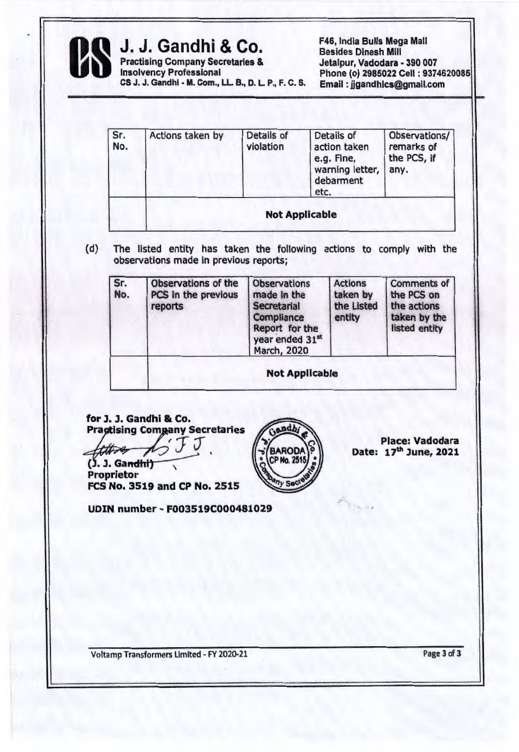**J. J. Gandhi & Co.**
Practising Company Secretaries & Insolvency Professional
CS J. J. Gandhi - M. Com., LL. B., D. L. P., F. C. S.

F46, India Bulls Mega Mall
Besides Dinesh Mill
Jetalpur, Vadodara - 390 007
Phone (o) 2985022 Cell : 9374620085
Email : jjgandhics@gmail.com

| Sr. No. | Actions taken by | Details of violation | Details of action taken e.g. Fine, warning letter, debarment etc. | Observations/ remarks of the PCS, if any. |
|---|---|---|---|---|
| | **Not Applicable** | | | |

(d) The listed entity has taken the following actions to comply with the observations made in previous reports;

| Sr. No. | Observations of the PCS in the previous reports | Observations made in the Secretarial Compliance Report for the year ended 31st March, 2020 | Actions taken by the Listed entity | Comments of the PCS on the actions taken by the listed entity |
|---|---|---|---|---|
| | **Not Applicable** | | | |

**for J. J. Gandhi & Co.**
**Practising Company Secretaries**

(J. J. Gandhi)
**Proprietor**
**FCS No. 3519 and CP No. 2515**

**Place: Vadodara**
**Date: 17th June, 2021**

**UDIN number - F003519C000481029**

Voltamp Transformers Limited - FY 2020-21